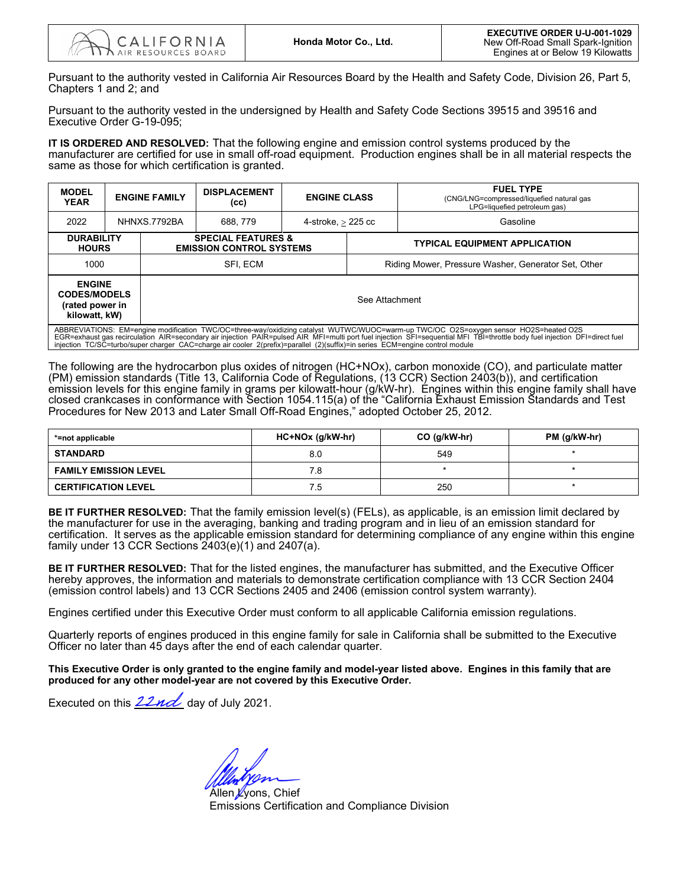| CALIFORNIA AIR RESOURCES BOARD | **Honda Motor Co., Ltd.** | **EXECUTIVE ORDER U-U-001-1029** New Off-Road Small Spark-Ignition Engines at or Below 19 Kilowatts |
|---|---|---|

Pursuant to the authority vested in California Air Resources Board by the Health and Safety Code, Division 26, Part 5, Chapters 1 and 2; and

Pursuant to the authority vested in the undersigned by Health and Safety Code Sections 39515 and 39516 and Executive Order G-19-095;

**IT IS ORDERED AND RESOLVED:** That the following engine and emission control systems produced by the manufacturer are certified for use in small off-road equipment. Production engines shall be in all material respects the same as those for which certification is granted.

| MODEL YEAR | ENGINE FAMILY | DISPLACEMENT (cc) | ENGINE CLASS | FUEL TYPE (CNG/LNG=compressed/liquefied natural gas LPG=liquefied petroleum gas) |
|---|---|---|---|---|
| 2022 | NHNXS.7792BA | 688, 779 | 4-stroke, ≥ 225 cc | Gasoline |
| **DURABILITY HOURS** | **SPECIAL FEATURES & EMISSION CONTROL SYSTEMS** | | **TYPICAL EQUIPMENT APPLICATION** | |
| 1000 | SFI, ECM | | Riding Mower, Pressure Washer, Generator Set, Other | |
| **ENGINE CODES/MODELS (rated power in kilowatt, kW)** | See Attachment | | | |

ABBREVIATIONS: EM=engine modification TWC/OC=three-way/oxidizing catalyst WUTWC/WUOC=warm-up TWC/OC O2S=oxygen sensor HO2S=heated O2S EGR=exhaust gas recirculation AIR=secondary air injection PAIR=pulsed AIR MFI=multi port fuel injection SFI=sequential MFI TBI=throttle body fuel injection DFI=direct fuel injection TC/SC=turbo/super charger CAC=charge air cooler 2(prefix)=parallel (2)(suffix)=in series ECM=engine control module

The following are the hydrocarbon plus oxides of nitrogen (HC+NOx), carbon monoxide (CO), and particulate matter (PM) emission standards (Title 13, California Code of Regulations, (13 CCR) Section 2403(b)), and certification emission levels for this engine family in grams per kilowatt-hour (g/kW-hr). Engines within this engine family shall have closed crankcases in conformance with Section 1054.115(a) of the "California Exhaust Emission Standards and Test Procedures for New 2013 and Later Small Off-Road Engines," adopted October 25, 2012.

| *=not applicable | HC+NOx (g/kW-hr) | CO (g/kW-hr) | PM (g/kW-hr) |
|---|---|---|---|
| **STANDARD** | 8.0 | 549 | * |
| **FAMILY EMISSION LEVEL** | 7.8 | * | * |
| **CERTIFICATION LEVEL** | 7.5 | 250 | * |

**BE IT FURTHER RESOLVED:** That the family emission level(s) (FELs), as applicable, is an emission limit declared by the manufacturer for use in the averaging, banking and trading program and in lieu of an emission standard for certification. It serves as the applicable emission standard for determining compliance of any engine within this engine family under 13 CCR Sections 2403(e)(1) and 2407(a).

**BE IT FURTHER RESOLVED:** That for the listed engines, the manufacturer has submitted, and the Executive Officer hereby approves, the information and materials to demonstrate certification compliance with 13 CCR Section 2404 (emission control labels) and 13 CCR Sections 2405 and 2406 (emission control system warranty).

Engines certified under this Executive Order must conform to all applicable California emission regulations.

Quarterly reports of engines produced in this engine family for sale in California shall be submitted to the Executive Officer no later than 45 days after the end of each calendar quarter.

**This Executive Order is only granted to the engine family and model-year listed above. Engines in this family that are produced for any other model-year are not covered by this Executive Order.**

Executed on this 22nd day of July 2021.

Allen Lyons, Chief
Emissions Certification and Compliance Division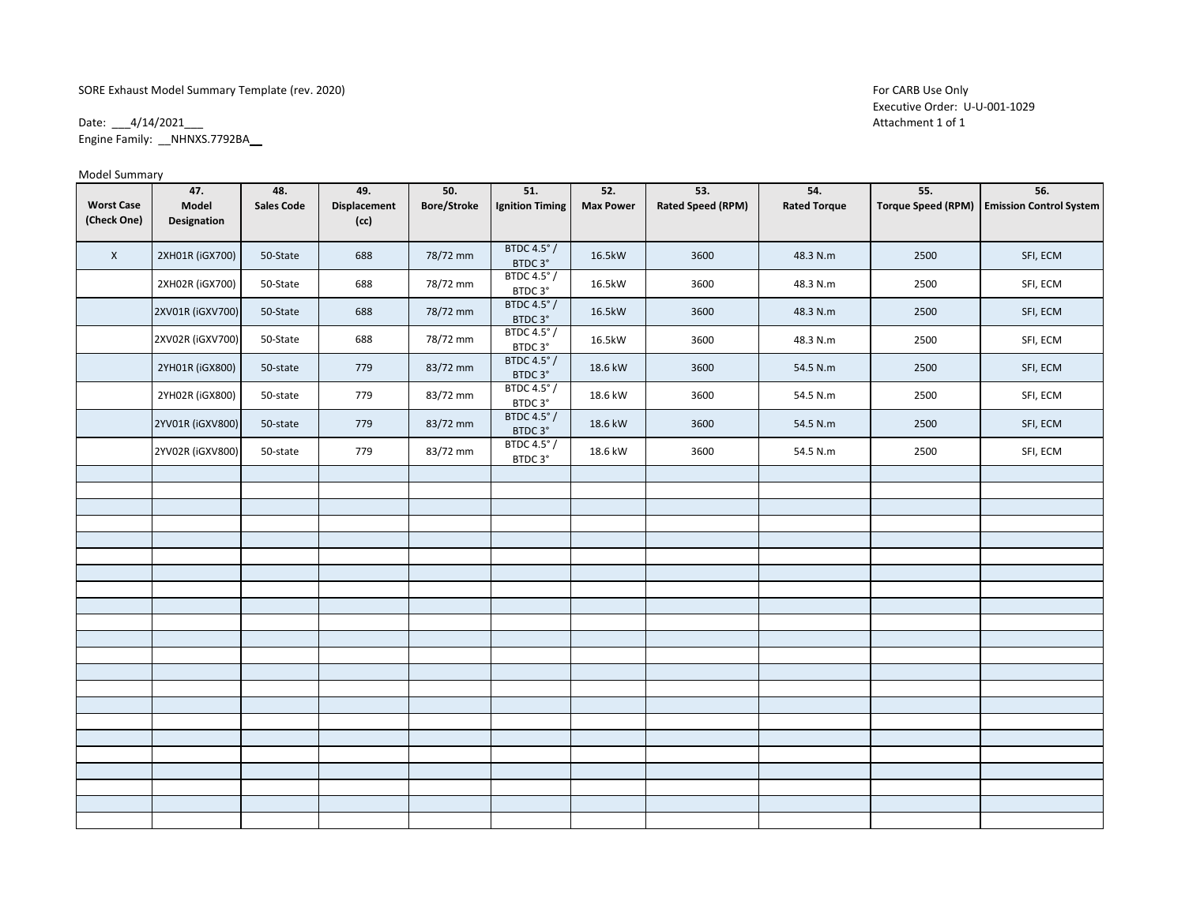SORE Exhaust Model Summary Template (rev. 2020)

For CARB Use Only
Executive Order: U-U-001-1029
Attachment 1 of 1

Date: ___4/14/2021___
Engine Family: __NHNXS.7792BA__

Model Summary

| Worst Case (Check One) | 47. Model Designation | 48. Sales Code | 49. Displacement (cc) | 50. Bore/Stroke | 51. Ignition Timing | 52. Max Power | 53. Rated Speed (RPM) | 54. Rated Torque | 55. Torque Speed (RPM) | 56. Emission Control System |
|---|---|---|---|---|---|---|---|---|---|---|
| X | 2XH01R (iGX700) | 50-State | 688 | 78/72 mm | BTDC 4.5° / BTDC 3° | 16.5kW | 3600 | 48.3 N.m | 2500 | SFI, ECM |
| | 2XH02R (iGX700) | 50-State | 688 | 78/72 mm | BTDC 4.5° / BTDC 3° | 16.5kW | 3600 | 48.3 N.m | 2500 | SFI, ECM |
| | 2XV01R (iGXV700) | 50-State | 688 | 78/72 mm | BTDC 4.5° / BTDC 3° | 16.5kW | 3600 | 48.3 N.m | 2500 | SFI, ECM |
| | 2XV02R (iGXV700) | 50-State | 688 | 78/72 mm | BTDC 4.5° / BTDC 3° | 16.5kW | 3600 | 48.3 N.m | 2500 | SFI, ECM |
| | 2YH01R (iGX800) | 50-state | 779 | 83/72 mm | BTDC 4.5° / BTDC 3° | 18.6 kW | 3600 | 54.5 N.m | 2500 | SFI, ECM |
| | 2YH02R (iGX800) | 50-state | 779 | 83/72 mm | BTDC 4.5° / BTDC 3° | 18.6 kW | 3600 | 54.5 N.m | 2500 | SFI, ECM |
| | 2YV01R (iGXV800) | 50-state | 779 | 83/72 mm | BTDC 4.5° / BTDC 3° | 18.6 kW | 3600 | 54.5 N.m | 2500 | SFI, ECM |
| | 2YV02R (iGXV800) | 50-state | 779 | 83/72 mm | BTDC 4.5° / BTDC 3° | 18.6 kW | 3600 | 54.5 N.m | 2500 | SFI, ECM |